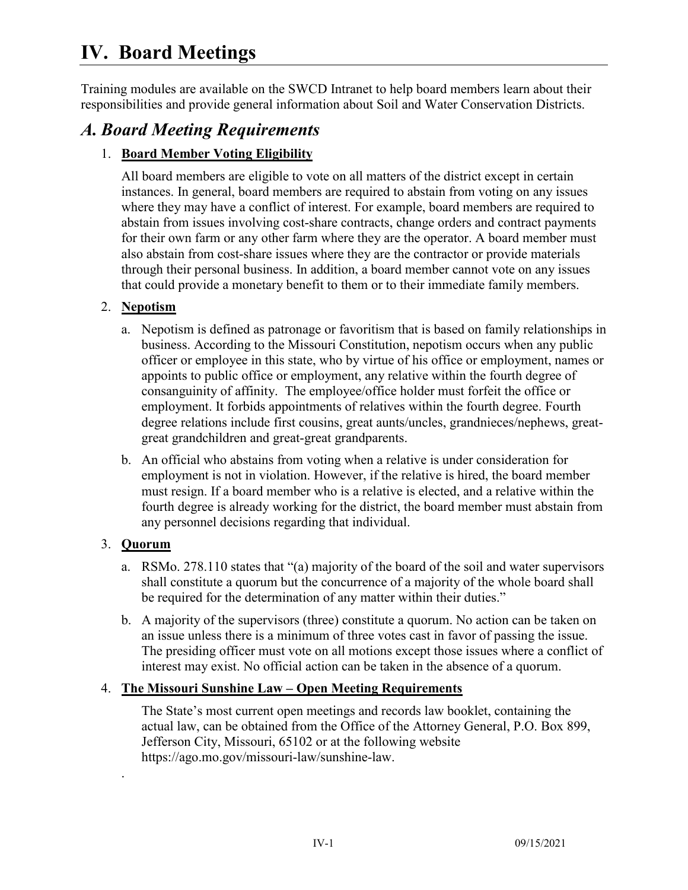# IV. Board Meetings

Training modules are available on the SWCD Intranet to help board members learn about their responsibilities and provide general information about Soil and Water Conservation Districts.

## *A. Board Meeting Requirements*

1. **Board Member Voting Eligibility**

   All board members are eligible to vote on all matters of the district except in certain instances. In general, board members are required to abstain from voting on any issues where they may have a conflict of interest. For example, board members are required to abstain from issues involving cost-share contracts, change orders and contract payments for their own farm or any other farm where they are the operator. A board member must also abstain from cost-share issues where they are the contractor or provide materials through their personal business. In addition, a board member cannot vote on any issues that could provide a monetary benefit to them or to their immediate family members.

2. **Nepotism**

   a. Nepotism is defined as patronage or favoritism that is based on family relationships in business. According to the Missouri Constitution, nepotism occurs when any public officer or employee in this state, who by virtue of his office or employment, names or appoints to public office or employment, any relative within the fourth degree of consanguinity of affinity. The employee/office holder must forfeit the office or employment. It forbids appointments of relatives within the fourth degree. Fourth degree relations include first cousins, great aunts/uncles, grandnieces/nephews, great-great grandchildren and great-great grandparents.

   b. An official who abstains from voting when a relative is under consideration for employment is not in violation. However, if the relative is hired, the board member must resign. If a board member who is a relative is elected, and a relative within the fourth degree is already working for the district, the board member must abstain from any personnel decisions regarding that individual.

3. **Quorum**

   a. RSMo. 278.110 states that "(a) majority of the board of the soil and water supervisors shall constitute a quorum but the concurrence of a majority of the whole board shall be required for the determination of any matter within their duties."

   b. A majority of the supervisors (three) constitute a quorum. No action can be taken on an issue unless there is a minimum of three votes cast in favor of passing the issue. The presiding officer must vote on all motions except those issues where a conflict of interest may exist. No official action can be taken in the absence of a quorum.

4. **The Missouri Sunshine Law – Open Meeting Requirements**

   The State's most current open meetings and records law booklet, containing the actual law, can be obtained from the Office of the Attorney General, P.O. Box 899, Jefferson City, Missouri, 65102 or at the following website https://ago.mo.gov/missouri-law/sunshine-law.

.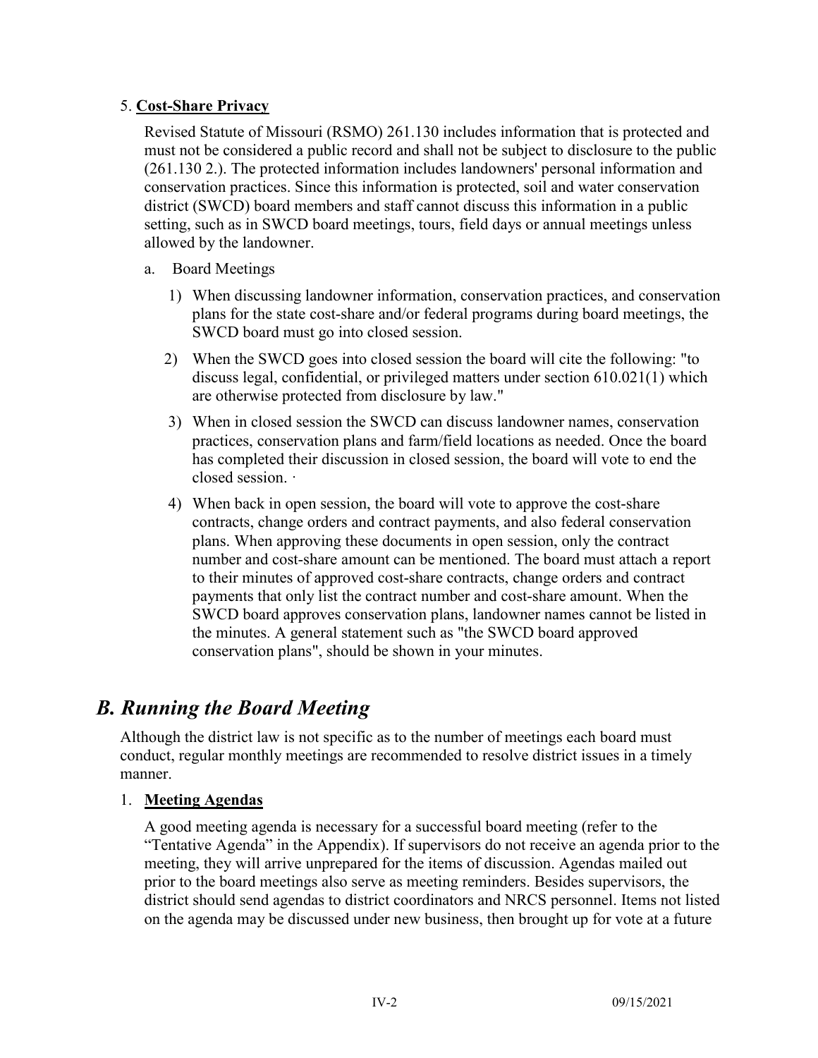5. **Cost-Share Privacy**

Revised Statute of Missouri (RSMO) 261.130 includes information that is protected and must not be considered a public record and shall not be subject to disclosure to the public (261.130 2.). The protected information includes landowners' personal information and conservation practices. Since this information is protected, soil and water conservation district (SWCD) board members and staff cannot discuss this information in a public setting, such as in SWCD board meetings, tours, field days or annual meetings unless allowed by the landowner.

a. Board Meetings

1) When discussing landowner information, conservation practices, and conservation plans for the state cost-share and/or federal programs during board meetings, the SWCD board must go into closed session.

2) When the SWCD goes into closed session the board will cite the following: "to discuss legal, confidential, or privileged matters under section 610.021(1) which are otherwise protected from disclosure by law."

3) When in closed session the SWCD can discuss landowner names, conservation practices, conservation plans and farm/field locations as needed. Once the board has completed their discussion in closed session, the board will vote to end the closed session. ·

4) When back in open session, the board will vote to approve the cost-share contracts, change orders and contract payments, and also federal conservation plans. When approving these documents in open session, only the contract number and cost-share amount can be mentioned. The board must attach a report to their minutes of approved cost-share contracts, change orders and contract payments that only list the contract number and cost-share amount. When the SWCD board approves conservation plans, landowner names cannot be listed in the minutes. A general statement such as "the SWCD board approved conservation plans", should be shown in your minutes.

## *B. Running the Board Meeting*

Although the district law is not specific as to the number of meetings each board must conduct, regular monthly meetings are recommended to resolve district issues in a timely manner.

1. **Meeting Agendas**

A good meeting agenda is necessary for a successful board meeting (refer to the "Tentative Agenda" in the Appendix). If supervisors do not receive an agenda prior to the meeting, they will arrive unprepared for the items of discussion. Agendas mailed out prior to the board meetings also serve as meeting reminders. Besides supervisors, the district should send agendas to district coordinators and NRCS personnel. Items not listed on the agenda may be discussed under new business, then brought up for vote at a future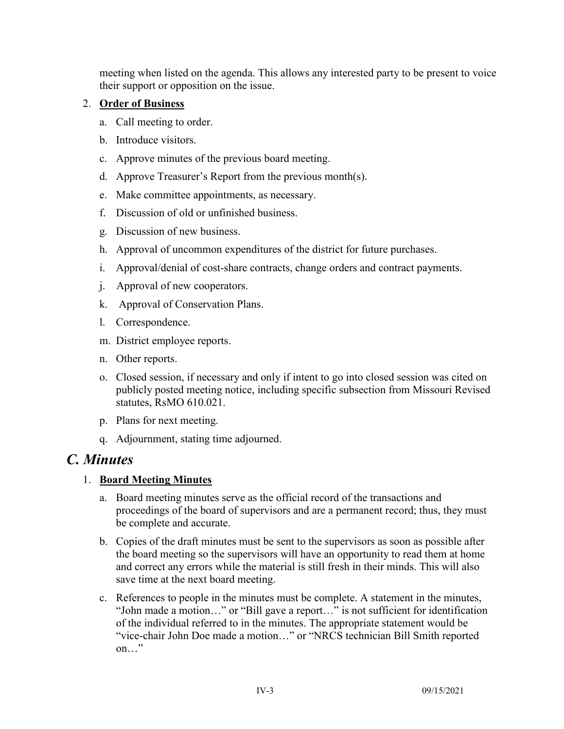meeting when listed on the agenda. This allows any interested party to be present to voice their support or opposition on the issue.

2. **Order of Business**
   a. Call meeting to order.
   b. Introduce visitors.
   c. Approve minutes of the previous board meeting.
   d. Approve Treasurer's Report from the previous month(s).
   e. Make committee appointments, as necessary.
   f. Discussion of old or unfinished business.
   g. Discussion of new business.
   h. Approval of uncommon expenditures of the district for future purchases.
   i. Approval/denial of cost-share contracts, change orders and contract payments.
   j. Approval of new cooperators.
   k. Approval of Conservation Plans.
   l. Correspondence.
   m. District employee reports.
   n. Other reports.
   o. Closed session, if necessary and only if intent to go into closed session was cited on publicly posted meeting notice, including specific subsection from Missouri Revised statutes, RsMO 610.021.
   p. Plans for next meeting.
   q. Adjournment, stating time adjourned.

## *C. Minutes*

1. **Board Meeting Minutes**
   a. Board meeting minutes serve as the official record of the transactions and proceedings of the board of supervisors and are a permanent record; thus, they must be complete and accurate.
   b. Copies of the draft minutes must be sent to the supervisors as soon as possible after the board meeting so the supervisors will have an opportunity to read them at home and correct any errors while the material is still fresh in their minds. This will also save time at the next board meeting.
   c. References to people in the minutes must be complete. A statement in the minutes, "John made a motion…" or "Bill gave a report…" is not sufficient for identification of the individual referred to in the minutes. The appropriate statement would be "vice-chair John Doe made a motion…" or "NRCS technician Bill Smith reported on…"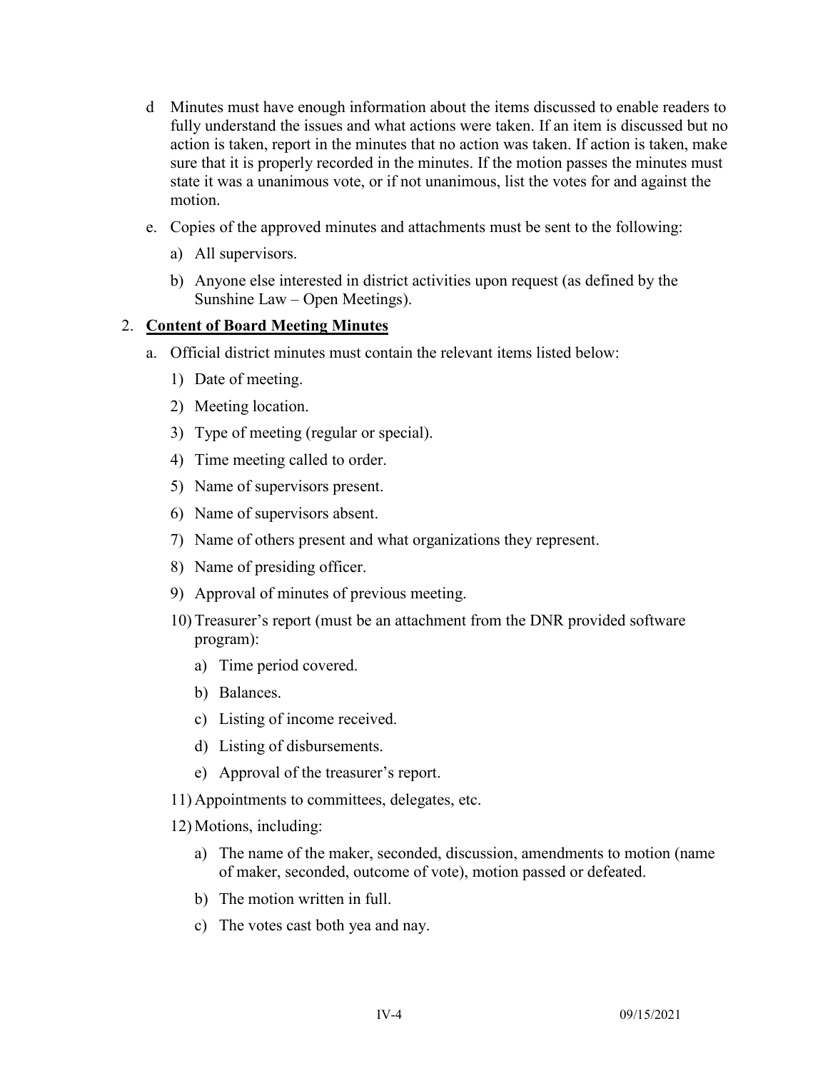d Minutes must have enough information about the items discussed to enable readers to fully understand the issues and what actions were taken. If an item is discussed but no action is taken, report in the minutes that no action was taken. If action is taken, make sure that it is properly recorded in the minutes. If the motion passes the minutes must state it was a unanimous vote, or if not unanimous, list the votes for and against the motion.

e. Copies of the approved minutes and attachments must be sent to the following:

   a) All supervisors.

   b) Anyone else interested in district activities upon request (as defined by the Sunshine Law – Open Meetings).

2. **<u>Content of Board Meeting Minutes</u>**

   a. Official district minutes must contain the relevant items listed below:

      1) Date of meeting.

      2) Meeting location.

      3) Type of meeting (regular or special).

      4) Time meeting called to order.

      5) Name of supervisors present.

      6) Name of supervisors absent.

      7) Name of others present and what organizations they represent.

      8) Name of presiding officer.

      9) Approval of minutes of previous meeting.

      10) Treasurer's report (must be an attachment from the DNR provided software program):

         a) Time period covered.

         b) Balances.

         c) Listing of income received.

         d) Listing of disbursements.

         e) Approval of the treasurer's report.

      11) Appointments to committees, delegates, etc.

      12) Motions, including:

         a) The name of the maker, seconded, discussion, amendments to motion (name of maker, seconded, outcome of vote), motion passed or defeated.

         b) The motion written in full.

         c) The votes cast both yea and nay.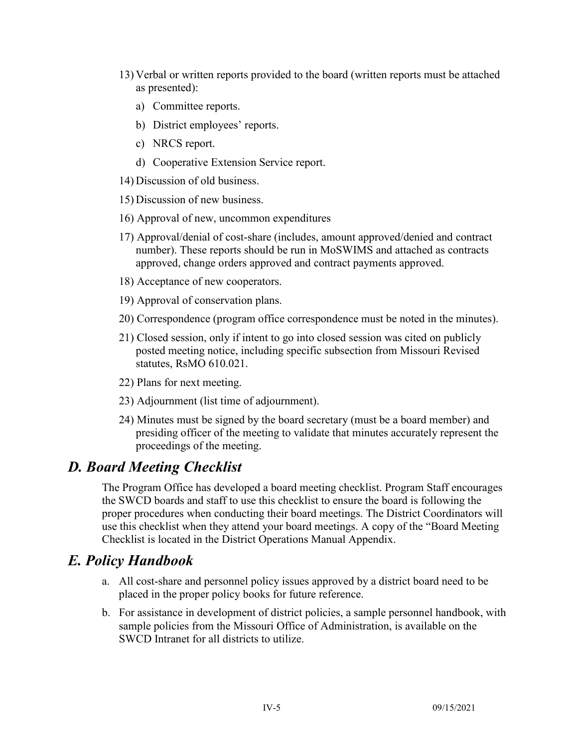13) Verbal or written reports provided to the board (written reports must be attached as presented):

    a) Committee reports.

    b) District employees' reports.

    c) NRCS report.

    d) Cooperative Extension Service report.

14) Discussion of old business.

15) Discussion of new business.

16) Approval of new, uncommon expenditures

17) Approval/denial of cost-share (includes, amount approved/denied and contract number). These reports should be run in MoSWIMS and attached as contracts approved, change orders approved and contract payments approved.

18) Acceptance of new cooperators.

19) Approval of conservation plans.

20) Correspondence (program office correspondence must be noted in the minutes).

21) Closed session, only if intent to go into closed session was cited on publicly posted meeting notice, including specific subsection from Missouri Revised statutes, RsMO 610.021.

22) Plans for next meeting.

23) Adjournment (list time of adjournment).

24) Minutes must be signed by the board secretary (must be a board member) and presiding officer of the meeting to validate that minutes accurately represent the proceedings of the meeting.

## *D. Board Meeting Checklist*

The Program Office has developed a board meeting checklist. Program Staff encourages the SWCD boards and staff to use this checklist to ensure the board is following the proper procedures when conducting their board meetings. The District Coordinators will use this checklist when they attend your board meetings. A copy of the "Board Meeting Checklist is located in the District Operations Manual Appendix.

## *E. Policy Handbook*

a. All cost-share and personnel policy issues approved by a district board need to be placed in the proper policy books for future reference.

b. For assistance in development of district policies, a sample personnel handbook, with sample policies from the Missouri Office of Administration, is available on the SWCD Intranet for all districts to utilize.